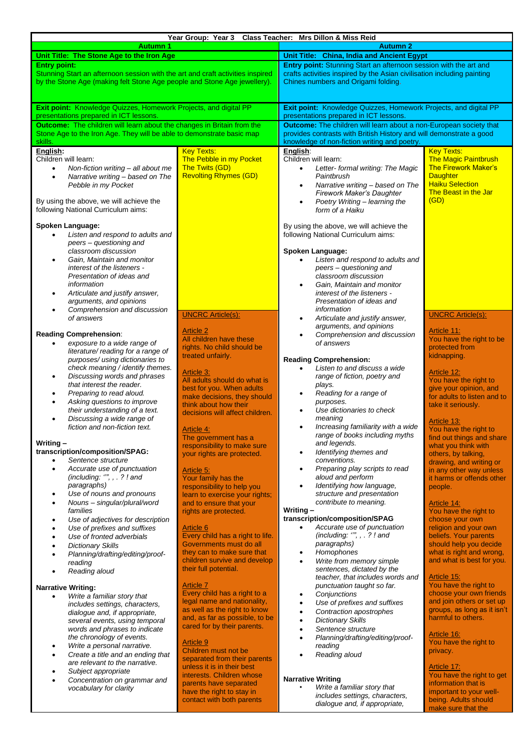**Year Group: Year 3 Class Teacher: Mrs Dillon & Miss Reid**

## Autumn 1

**Unit Title: The Stone Age to the Iron Age**

**Entry point:**
Stunning Start an afternoon session with the art and craft activities inspired by the Stone Age (making felt Stone Age people and Stone Age jewellery).

**Exit point:** Knowledge Quizzes, Homework Projects, and digital PP presentations prepared in ICT lessons.

**Outcome:** The children will learn about the changes in Britain from the Stone Age to the Iron Age. They will be able to demonstrate basic map skills.

**English:**
Children will learn:

- *Non-fiction writing – all about me*
- *Narrative writing – based on The Pebble in my Pocket*

By using the above, we will achieve the following National Curriculum aims:

**Spoken Language:**

- *Listen and respond to adults and peers – questioning and classroom discussion*
- *Gain, Maintain and monitor interest of the listeners - Presentation of ideas and information*
- *Articulate and justify answer, arguments, and opinions*
- *Comprehension and discussion of answers*

**Reading Comprehension**:

- *exposure to a wide range of literature/ reading for a range of purposes/ using dictionaries to check meaning / identify themes.*
- *Discussing words and phrases that interest the reader.*
- *Preparing to read aloud.*
- *Asking questions to improve their understanding of a text.*
- *Discussing a wide range of fiction and non-fiction text.*

**Writing – transcription/composition/SPAG:**

- *Sentence structure*
- *Accurate use of punctuation (including: '"', , . ? ! and paragraphs)*
- *Use of nouns and pronouns*
- *Nouns – singular/plural/word families*
- *Use of adjectives for description*
- *Use of prefixes and suffixes*
- *Use of fronted adverbials*
- *Dictionary Skills*
- *Planning/drafting/editing/proof-reading*
- *Reading aloud*

**Narrative Writing:**

- *Write a familiar story that includes settings, characters, dialogue and, if appropriate, several events, using temporal words and phrases to indicate the chronology of events.*
- *Write a personal narrative.*
- *Create a title and an ending that are relevant to the narrative.*
- *Subject appropriate*
- *Concentration on grammar and vocabulary for clarity*

**Key Texts:**
The Pebble in my Pocket
The Twits (GD)
Revolting Rhymes (GD)

**UNCRC Article(s):**

Article 2
All children have these rights. No child should be treated unfairly.

Article 3:
All adults should do what is best for you. When adults make decisions, they should think about how their decisions will affect children.

Article 4:
The government has a responsibility to make sure your rights are protected.

Article 5:
Your family has the responsibility to help you learn to exercise your rights; and to ensure that your rights are protected.

Article 6
Every child has a right to life. Governments must do all they can to make sure that children survive and develop their full potential.

Article 7
Every child has a right to a legal name and nationality, as well as the right to know and, as far as possible, to be cared for by their parents.

Article 9
Children must not be separated from their parents unless it is in their best interests. Children whose parents have separated have the right to stay in contact with both parents

## Autumn 2

**Unit Title: China, India and Ancient Egypt**

**Entry point:** Stunning Start an afternoon session with the art and crafts activities inspired by the Asian civilisation including painting Chines numbers and Origami folding.

**Exit point:** Knowledge Quizzes, Homework Projects, and digital PP presentations prepared in ICT lessons.

**Outcome:** The children will learn about a non-European society that provides contrasts with British History and will demonstrate a good knowledge of non-fiction writing and poetry.

**English**:
Children will learn:

- *Letter- formal writing: The Magic Paintbrush*
- *Narrative writing – based on The Firework Maker's Daughter*
- *Poetry Writing – learning the form of a Haiku*

By using the above, we will achieve the following National Curriculum aims:

**Spoken Language:**

- *Listen and respond to adults and peers – questioning and classroom discussion*
- *Gain, Maintain and monitor interest of the listeners - Presentation of ideas and information*
- *Articulate and justify answer, arguments, and opinions*
- *Comprehension and discussion of answers*

**Reading Comprehension:**

- *Listen to and discuss a wide range of fiction, poetry and plays.*
- *Reading for a range of purposes.*
- *Use dictionaries to check meaning*
- *Increasing familiarity with a wide range of books including myths and legends.*
- *Identifying themes and conventions.*
- *Preparing play scripts to read aloud and perform*
- *Identifying how language, structure and presentation contribute to meaning.*

**Writing – transcription/composition/SPAG**

- *Accurate use of punctuation (including: '"', , . ? ! and paragraphs)*
- *Homophones*
- *Write from memory simple sentences, dictated by the teacher, that includes words and punctuation taught so far.*
- *Conjunctions*
- *Use of prefixes and suffixes*
- *Contraction apostrophes*
- *Dictionary Skills*
- *Sentence structure*
- *Planning/drafting/editing/proof-reading*
- *Reading aloud*

**Narrative Writing**

- *Write a familiar story that includes settings, characters, dialogue and, if appropriate,*

**Key Texts:**
The Magic Paintbrush
The Firework Maker's Daughter
Haiku Selection
The Beast in the Jar (GD)

**UNCRC Article(s):**

Article 11:
You have the right to be protected from kidnapping.

Article 12:
You have the right to give your opinion, and for adults to listen and to take it seriously.

Article 13:
You have the right to find out things and share what you think with others, by talking, drawing, and writing or in any other way unless it harms or offends other people.

Article 14:
You have the right to choose your own religion and your own beliefs. Your parents should help you decide what is right and wrong, and what is best for you.

Article 15:
You have the right to choose your own friends and join others or set up groups, as long as it isn't harmful to others.

Article 16:
You have the right to privacy.

Article 17:
You have the right to get information that is important to your well-being. Adults should make sure that the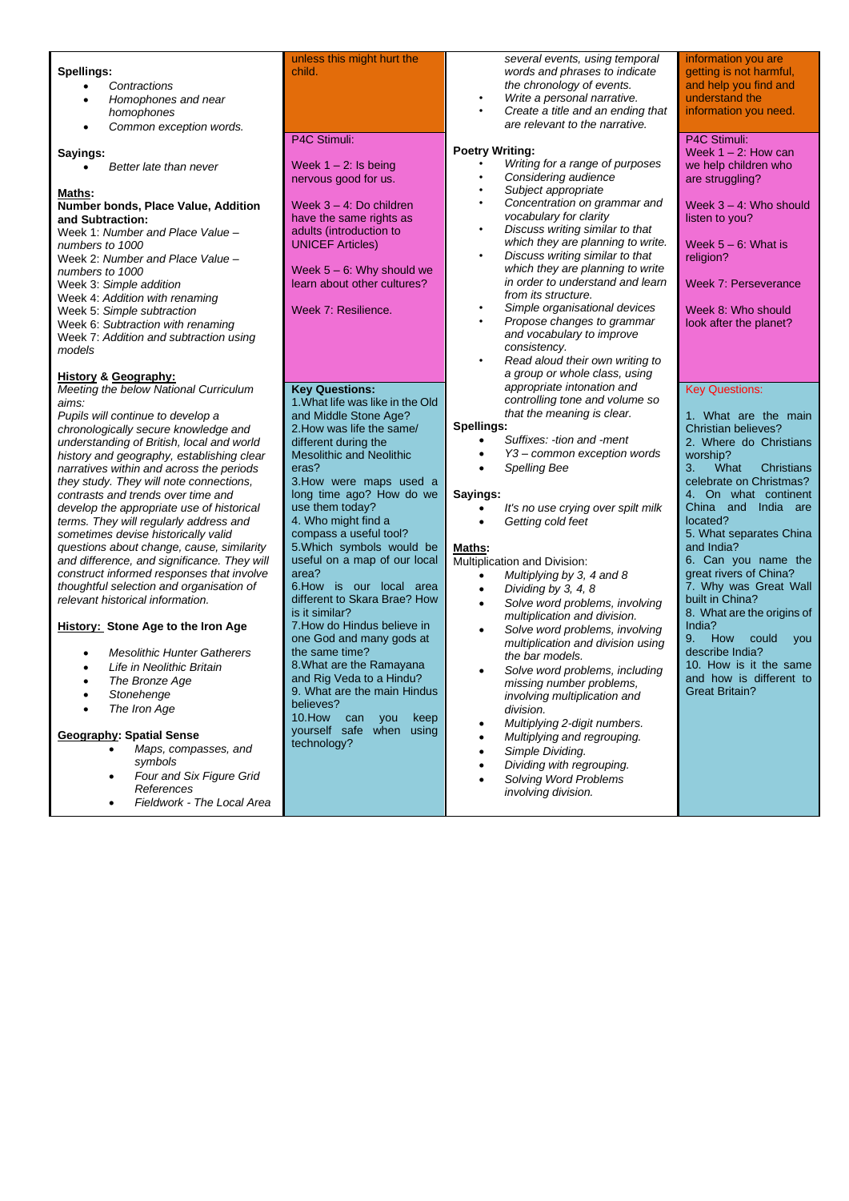**Spellings:**

- *Contractions*
- *Homophones and near homophones*
- *Common exception words.*

**Sayings:**

- *Better late than never*

**Maths:**

**Number bonds, Place Value, Addition and Subtraction:**

Week 1: *Number and Place Value – numbers to 1000*

Week 2: *Number and Place Value – numbers to 1000*

Week 3: *Simple addition*

Week 4: *Addition with renaming*

Week 5: *Simple subtraction*

Week 6: *Subtraction with renaming*

Week 7: *Addition and subtraction using models*

**History & Geography:**

*Meeting the below National Curriculum aims:*

*Pupils will continue to develop a chronologically secure knowledge and understanding of British, local and world history and geography, establishing clear narratives within and across the periods they study. They will note connections, contrasts and trends over time and develop the appropriate use of historical terms. They will regularly address and sometimes devise historically valid questions about change, cause, similarity and difference, and significance. They will construct informed responses that involve thoughtful selection and organisation of relevant historical information.*

**History: Stone Age to the Iron Age**

- *Mesolithic Hunter Gatherers*
- *Life in Neolithic Britain*
- *The Bronze Age*
- *Stonehenge*
- *The Iron Age*

**Geography: Spatial Sense**

- *Maps, compasses, and symbols*
- *Four and Six Figure Grid References*
- *Fieldwork - The Local Area*

unless this might hurt the child.

P4C Stimuli:

Week 1 – 2: Is being nervous good for us.

Week 3 – 4: Do children have the same rights as adults (introduction to UNICEF Articles)

Week 5 – 6: Why should we learn about other cultures?

Week 7: Resilience.

**Key Questions:**

1. What life was like in the Old and Middle Stone Age?
2. How was life the same/ different during the Mesolithic and Neolithic eras?
3. How were maps used a long time ago? How do we use them today?
4. Who might find a compass a useful tool?
5. Which symbols would be useful on a map of our local area?
6. How is our local area different to Skara Brae? How is it similar?
7. How do Hindus believe in one God and many gods at the same time?
8. What are the Ramayana and Rig Veda to a Hindu?
9. What are the main Hindus believes?
10. How can you keep yourself safe when using technology?

*several events, using temporal words and phrases to indicate the chronology of events.*

- *Write a personal narrative.*
- *Create a title and an ending that are relevant to the narrative.*

**Poetry Writing:**

- *Writing for a range of purposes*
- *Considering audience*
- *Subject appropriate*
- *Concentration on grammar and vocabulary for clarity*
- *Discuss writing similar to that which they are planning to write.*
- *Discuss writing similar to that which they are planning to write in order to understand and learn from its structure.*
- *Simple organisational devices*
- *Propose changes to grammar and vocabulary to improve consistency.*
- *Read aloud their own writing to a group or whole class, using appropriate intonation and controlling tone and volume so that the meaning is clear.*

**Spellings:**

- *Suffixes: -tion and -ment*
- *Y3 – common exception words*
- *Spelling Bee*

**Sayings:**

- *It's no use crying over spilt milk*
- *Getting cold feet*

**Maths:**

Multiplication and Division:

- *Multiplying by 3, 4 and 8*
- *Dividing by 3, 4, 8*
- *Solve word problems, involving multiplication and division.*
- *Solve word problems, involving multiplication and division using the bar models.*
- *Solve word problems, including missing number problems, involving multiplication and division.*
- *Multiplying 2-digit numbers.*
- *Multiplying and regrouping.*
- *Simple Dividing.*
- *Dividing with regrouping.*
- *Solving Word Problems involving division.*

information you are getting is not harmful, and help you find and understand the information you need.

P4C Stimuli:

Week 1 – 2: How can we help children who are struggling?

Week 3 – 4: Who should listen to you?

Week 5 – 6: What is religion?

Week 7: Perseverance

Week 8: Who should look after the planet?

Key Questions:

1. What are the main Christian believes?
2. Where do Christians worship?
3. What Christians celebrate on Christmas?
4. On what continent China and India are located?
5. What separates China and India?
6. Can you name the great rivers of China?
7. Why was Great Wall built in China?
8. What are the origins of India?
9. How could you describe India?
10. How is it the same and how is different to Great Britain?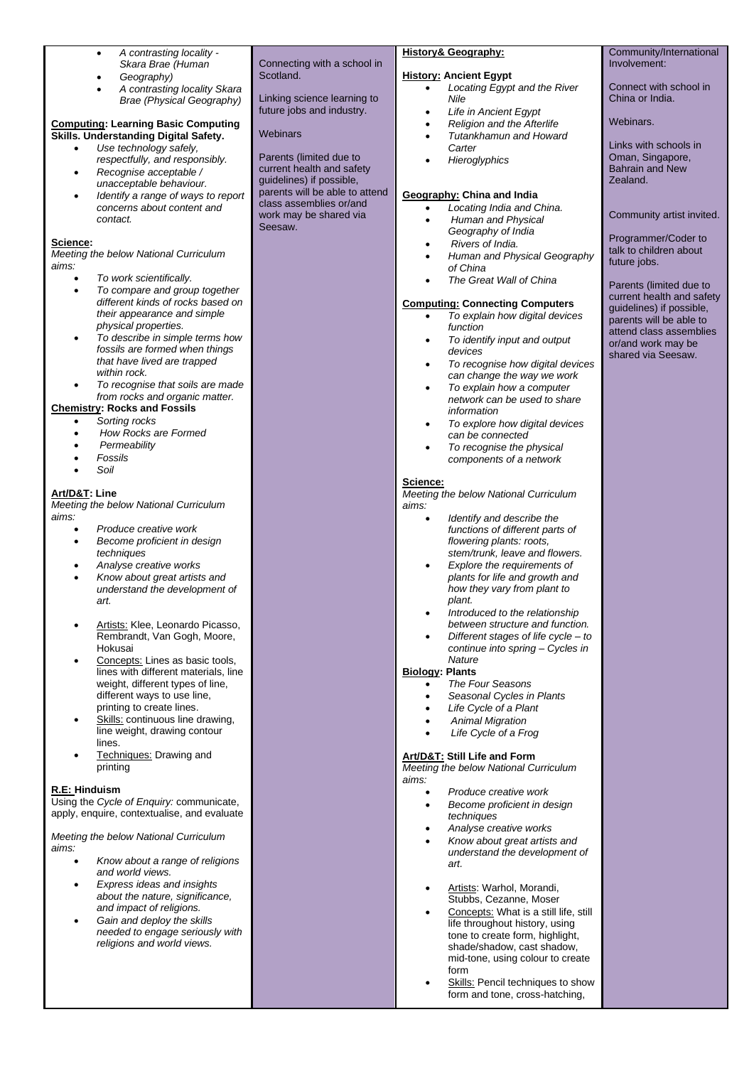- *A contrasting locality - Skara Brae (Human Geography)*
- *A contrasting locality Skara Brae (Physical Geography)*

**Computing: Learning Basic Computing Skills. Understanding Digital Safety.**

- *Use technology safely, respectfully, and responsibly.*
- *Recognise acceptable / unacceptable behaviour.*
- *Identify a range of ways to report concerns about content and contact.*

**Science:**

*Meeting the below National Curriculum aims:*

- *To work scientifically.*
- *To compare and group together different kinds of rocks based on their appearance and simple physical properties.*
- *To describe in simple terms how fossils are formed when things that have lived are trapped within rock.*
- *To recognise that soils are made from rocks and organic matter.*

**Chemistry: Rocks and Fossils**

- *Sorting rocks*
- *How Rocks are Formed*
- *Permeability*
- *Fossils*
- *Soil*

**Art/D&T: Line**

*Meeting the below National Curriculum aims:*

- *Produce creative work*
- *Become proficient in design techniques*
- *Analyse creative works*
- *Know about great artists and understand the development of art.*

- Artists: Klee, Leonardo Picasso, Rembrandt, Van Gogh, Moore, Hokusai
- Concepts: Lines as basic tools, lines with different materials, line weight, different types of line, different ways to use line, printing to create lines.
- Skills: continuous line drawing, line weight, drawing contour lines.
- Techniques: Drawing and printing

**R.E: Hinduism**

Using the *Cycle of Enquiry:* communicate, apply, enquire, contextualise, and evaluate

*Meeting the below National Curriculum aims:*

- *Know about a range of religions and world views.*
- *Express ideas and insights about the nature, significance, and impact of religions.*
- *Gain and deploy the skills needed to engage seriously with religions and world views.*

Connecting with a school in Scotland.

Linking science learning to future jobs and industry.

Webinars

Parents (limited due to current health and safety guidelines) if possible, parents will be able to attend class assemblies or/and work may be shared via Seesaw.

**History& Geography:**

**History: Ancient Egypt**

- *Locating Egypt and the River Nile*
- *Life in Ancient Egypt*
- *Religion and the Afterlife*
- *Tutankhamun and Howard Carter*
- *Hieroglyphics*

**Geography: China and India**

- *Locating India and China.*
- *Human and Physical Geography of India*
- *Rivers of India.*
- *Human and Physical Geography of China*
- *The Great Wall of China*

**Computing: Connecting Computers**

- *To explain how digital devices function*
- *To identify input and output devices*
- *To recognise how digital devices can change the way we work*
- *To explain how a computer network can be used to share information*
- *To explore how digital devices can be connected*
- *To recognise the physical components of a network*

**Science:**

*Meeting the below National Curriculum aims:*

- *Identify and describe the functions of different parts of flowering plants: roots, stem/trunk, leave and flowers.*
- *Explore the requirements of plants for life and growth and how they vary from plant to plant.*
- *Introduced to the relationship between structure and function.*
- *Different stages of life cycle – to continue into spring – Cycles in Nature*

**Biology: Plants**

- *The Four Seasons*
- *Seasonal Cycles in Plants*
- *Life Cycle of a Plant*
- *Animal Migration*
- *Life Cycle of a Frog*

**Art/D&T: Still Life and Form**

*Meeting the below National Curriculum aims:*

- *Produce creative work*
- *Become proficient in design techniques*
- *Analyse creative works*
- *Know about great artists and understand the development of art.*

- Artists: Warhol, Morandi, Stubbs, Cezanne, Moser
- Concepts: What is a still life, still life throughout history, using tone to create form, highlight, shade/shadow, cast shadow, mid-tone, using colour to create form
- Skills: Pencil techniques to show form and tone, cross-hatching,

Community/International Involvement:

Connect with school in China or India.

Webinars.

Links with schools in Oman, Singapore, Bahrain and New Zealand.

Community artist invited.

Programmer/Coder to talk to children about future jobs.

Parents (limited due to current health and safety guidelines) if possible, parents will be able to attend class assemblies or/and work may be shared via Seesaw.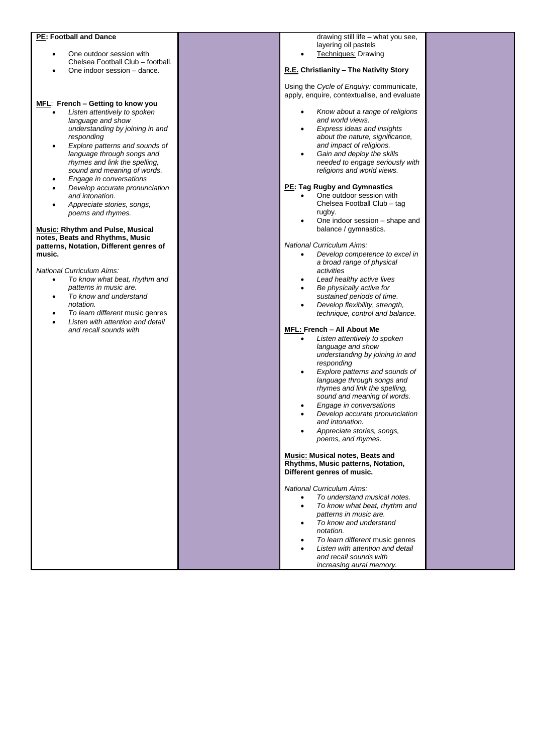| | | | |
|---|---|---|---|
| **PE: Football and Dance**<br><br>- One outdoor session with Chelsea Football Club – football.<br>- One indoor session – dance.<br><br>**MFL: French – Getting to know you**<br>- *Listen attentively to spoken language and show understanding by joining in and responding*<br>- *Explore patterns and sounds of language through songs and rhymes and link the spelling, sound and meaning of words.*<br>- *Engage in conversations*<br>- *Develop accurate pronunciation and intonation.*<br>- *Appreciate stories, songs, poems and rhymes.*<br><br>**Music: Rhythm and Pulse, Musical notes, Beats and Rhythms, Music patterns, Notation, Different genres of music.**<br><br>*National Curriculum Aims:*<br>- *To know what beat, rhythm and patterns in music are.*<br>- *To know and understand notation.*<br>- *To learn different* music genres<br>- *Listen with attention and detail and recall sounds with* | | drawing still life – what you see, layering oil pastels<br>- Techniques: Drawing<br><br>**R.E. Christianity – The Nativity Story**<br><br>Using the *Cycle of Enquiry:* communicate, apply, enquire, contextualise, and evaluate<br><br>- *Know about a range of religions and world views.*<br>- *Express ideas and insights about the nature, significance, and impact of religions.*<br>- *Gain and deploy the skills needed to engage seriously with religions and world views.*<br><br>**PE: Tag Rugby and Gymnastics**<br>- One outdoor session with Chelsea Football Club – tag rugby.<br>- One indoor session – shape and balance / gymnastics.<br><br>*National Curriculum Aims:*<br>- *Develop competence to excel in a broad range of physical activities*<br>- *Lead healthy active lives*<br>- *Be physically active for sustained periods of time.*<br>- *Develop flexibility, strength, technique, control and balance.*<br><br>**MFL: French – All About Me**<br>- *Listen attentively to spoken language and show understanding by joining in and responding*<br>- *Explore patterns and sounds of language through songs and rhymes and link the spelling, sound and meaning of words.*<br>- *Engage in conversations*<br>- *Develop accurate pronunciation and intonation.*<br>- *Appreciate stories, songs, poems, and rhymes.*<br><br>**Music: Musical notes, Beats and Rhythms, Music patterns, Notation, Different genres of music.**<br><br>*National Curriculum Aims:*<br>- *To understand musical notes.*<br>- *To know what beat, rhythm and patterns in music are.*<br>- *To know and understand notation.*<br>- *To learn different* music genres<br>- *Listen with attention and detail and recall sounds with increasing aural memory.* | |